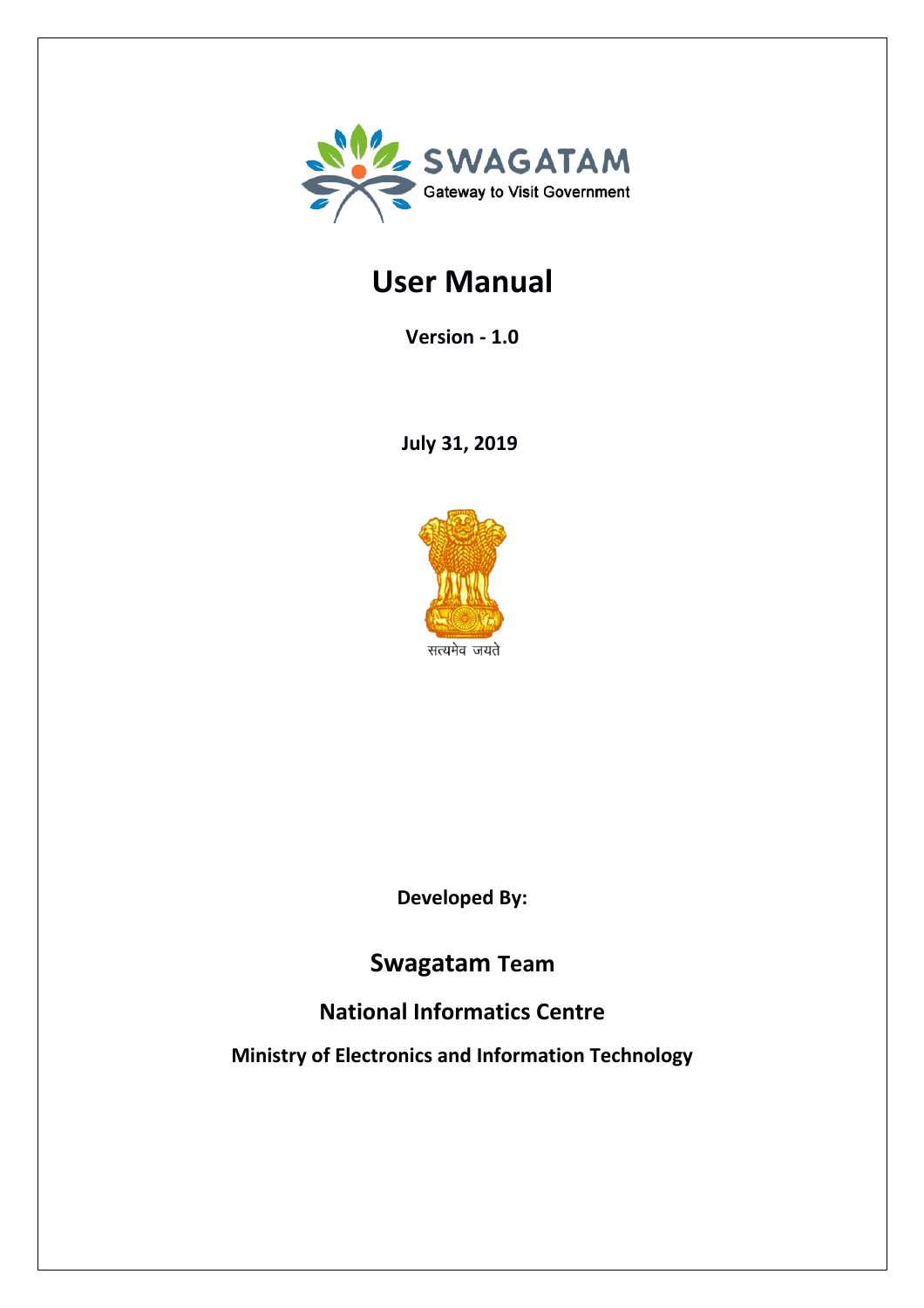SWAGATAM

Gateway to Visit Government

# User Manual

**Version - 1.0**

**July 31, 2019**

सत्यमेव जयते

**Developed By:**

## Swagatam Team

**National Informatics Centre**

**Ministry of Electronics and Information Technology**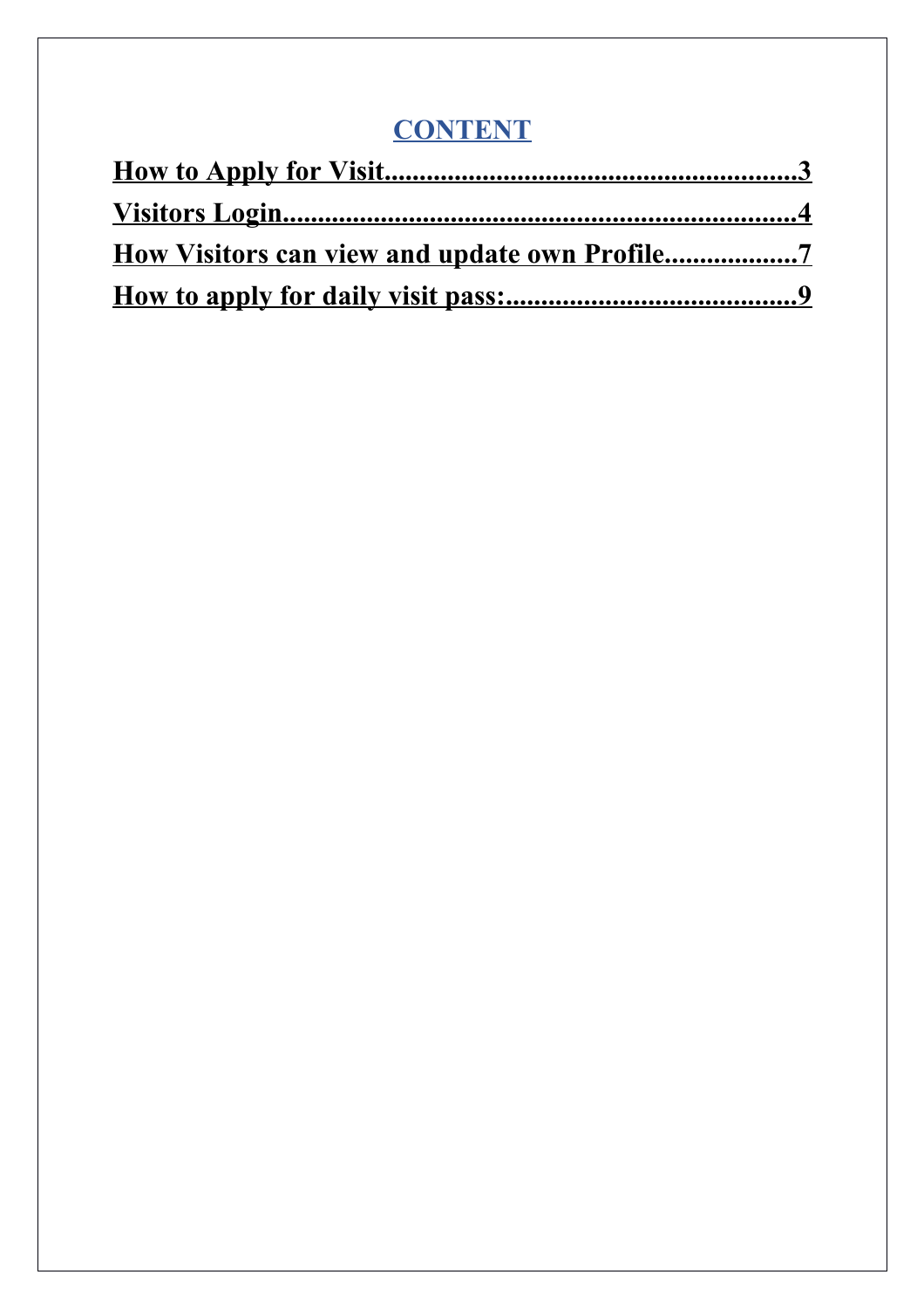# CONTENT

**How to Apply for Visit..........................................................3**

**Visitors Login........................................................................4**

**How Visitors can view and update own Profile..................7**

**How to apply for daily visit pass:........................................9**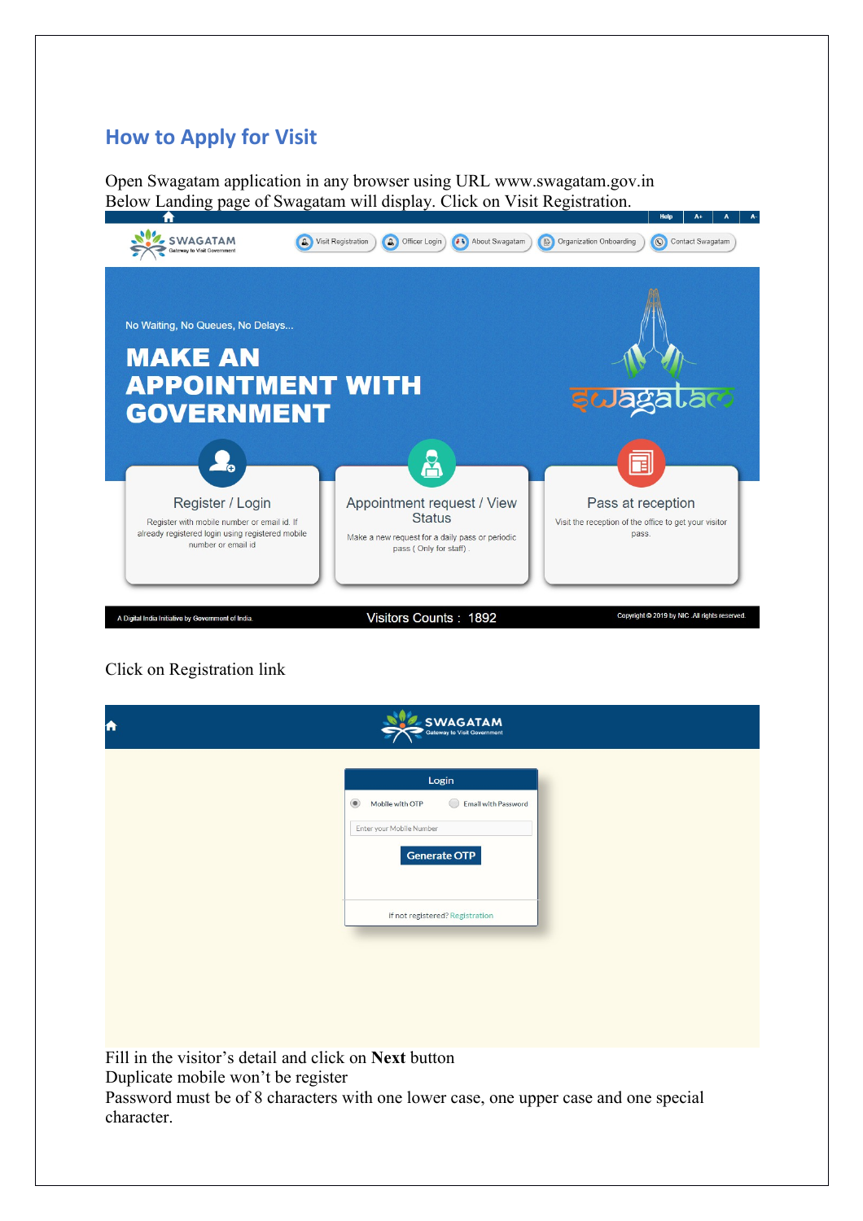## How to Apply for Visit

Open Swagatam application in any browser using URL www.swagatam.gov.in
Below Landing page of Swagatam will display. Click on Visit Registration.

Click on Registration link

Fill in the visitor's detail and click on **Next** button
Duplicate mobile won't be register
Password must be of 8 characters with one lower case, one upper case and one special character.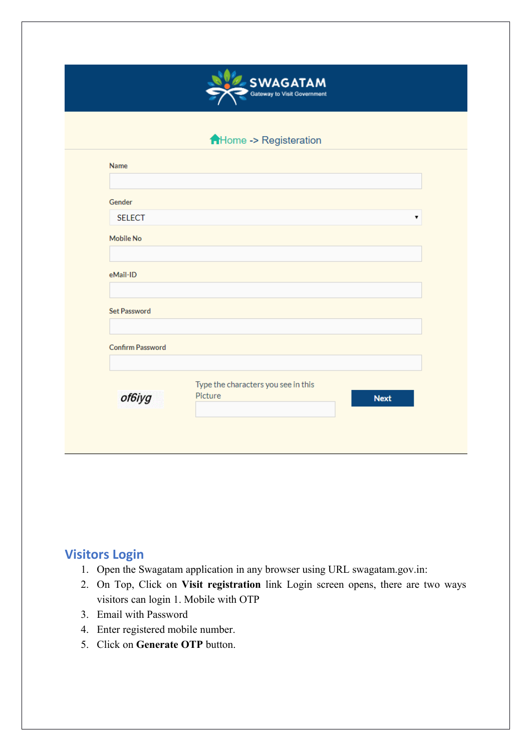SWAGATAM

Gateway to Visit Government

Home -> Registeration

Name

Gender

SELECT

Mobile No

eMail-ID

Set Password

Confirm Password

of6iyg

Type the characters you see in this Picture

Next

## Visitors Login

1. Open the Swagatam application in any browser using URL swagatam.gov.in:
2. On Top, Click on **Visit registration** link Login screen opens, there are two ways visitors can login 1. Mobile with OTP
3. Email with Password
4. Enter registered mobile number.
5. Click on **Generate OTP** button.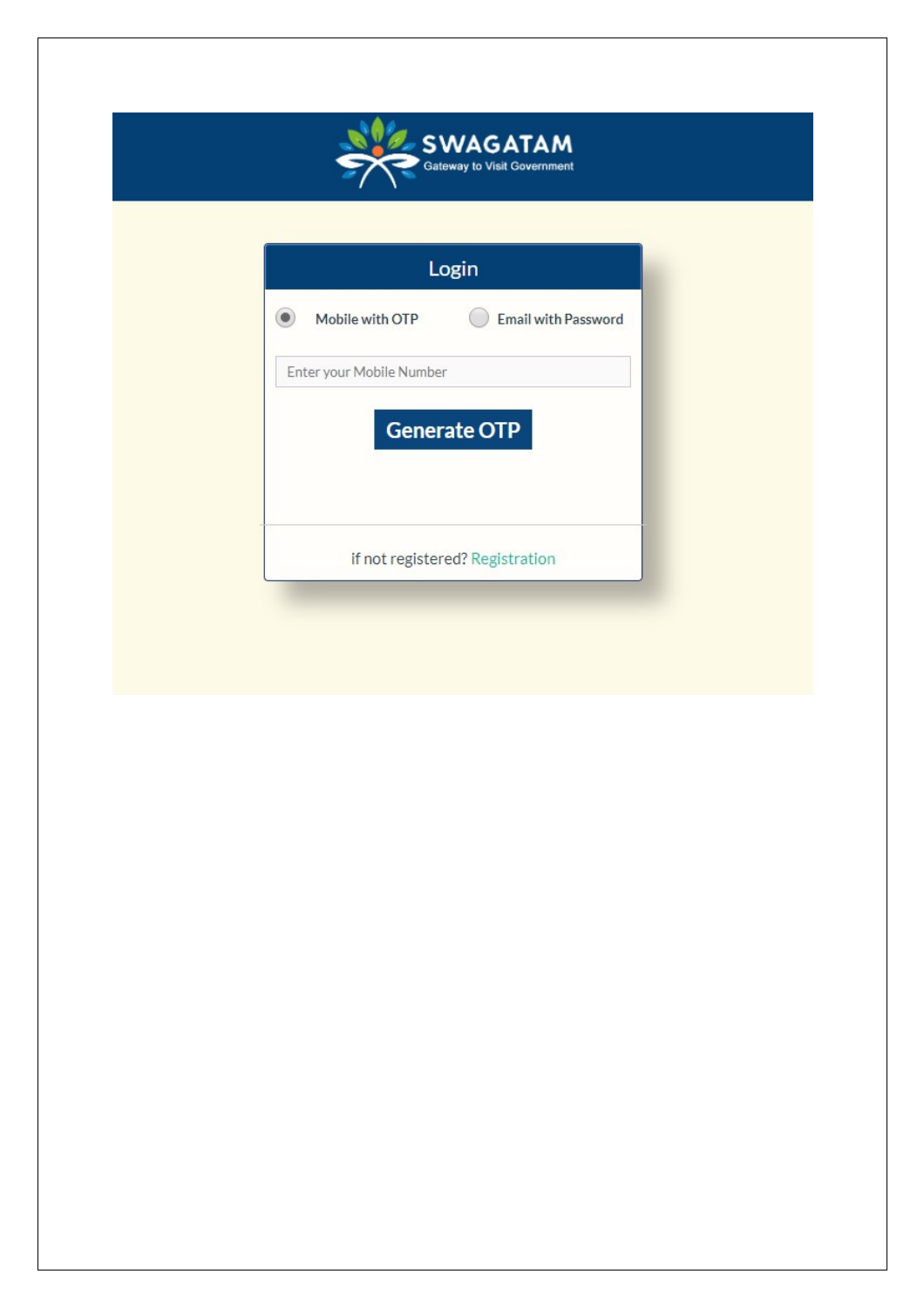SWAGATAM

Gateway to Visit Government

## Login

- Mobile with OTP
- Email with Password

Enter your Mobile Number

Generate OTP

if not registered? Registration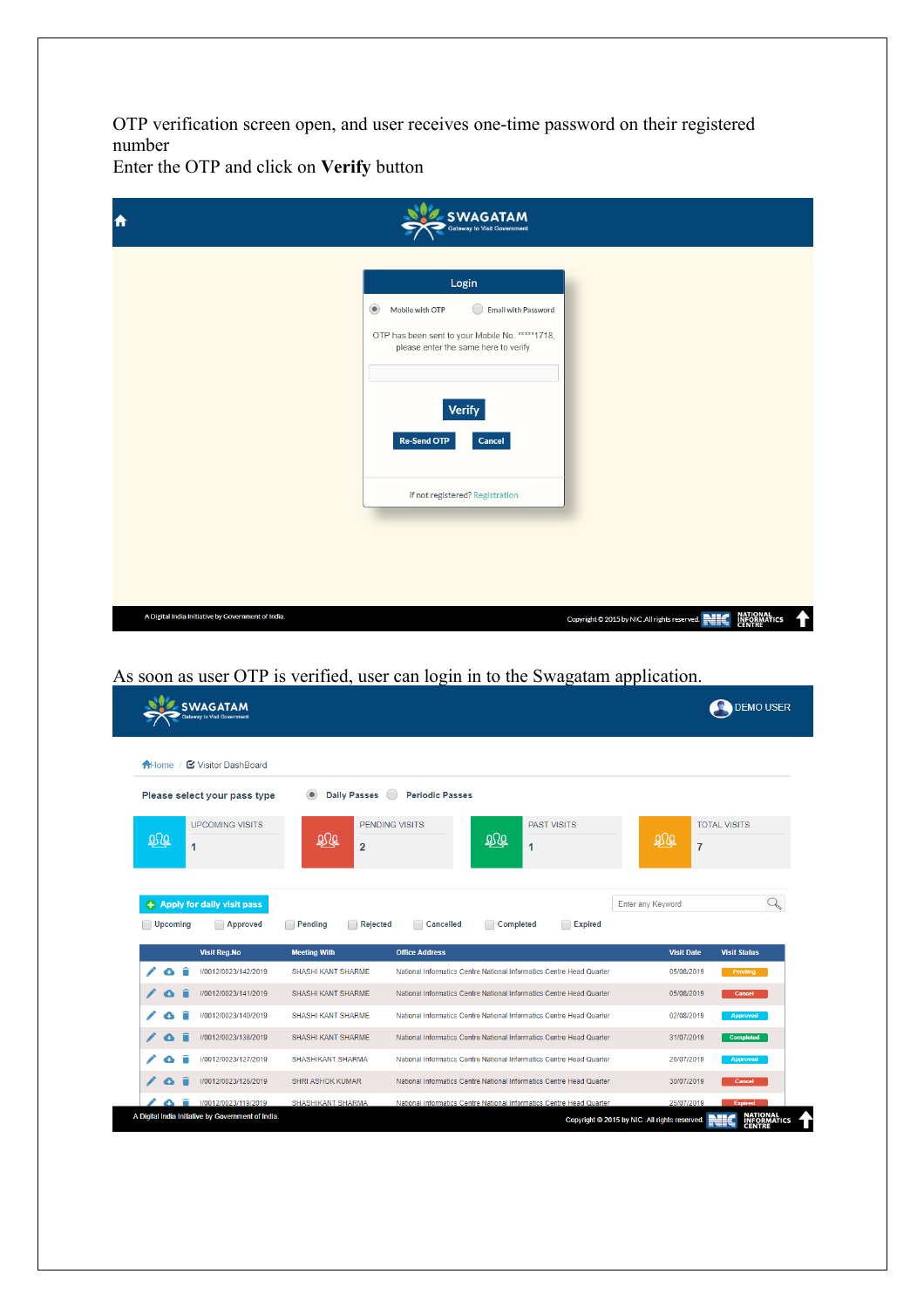OTP verification screen open, and user receives one-time password on their registered number

Enter the OTP and click on **Verify** button

As soon as user OTP is verified, user can login in to the Swagatam application.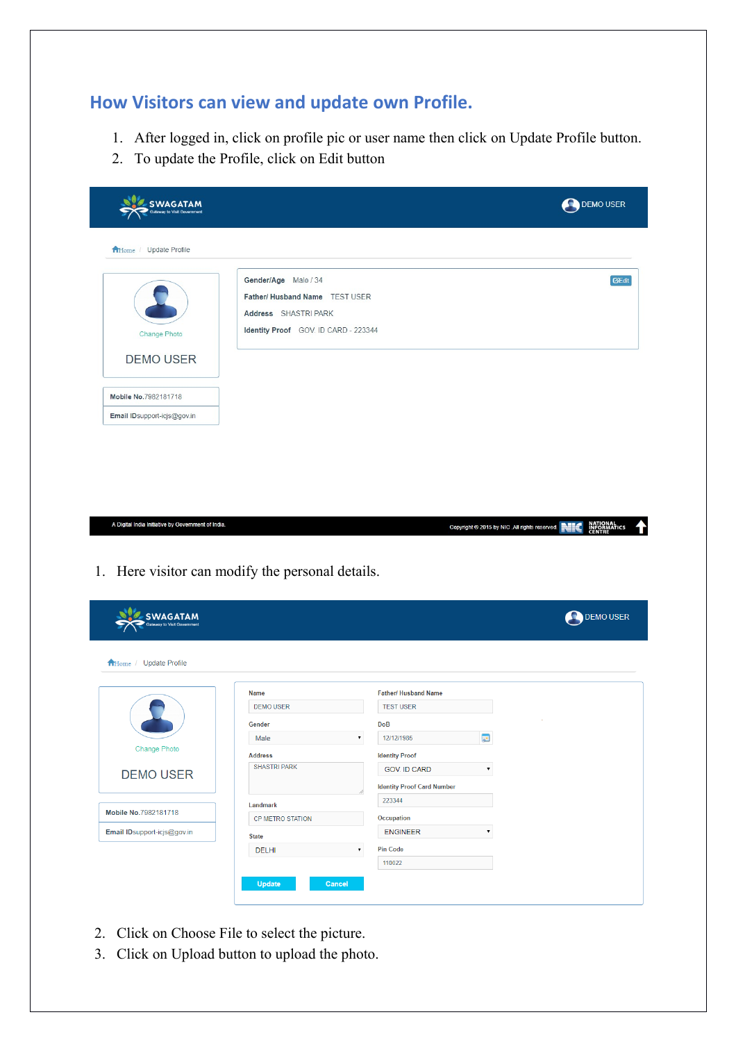## How Visitors can view and update own Profile.

1. After logged in, click on profile pic or user name then click on Update Profile button.
2. To update the Profile, click on Edit button

SWAGATAM
Gateway to Visit Government

DEMO USER

Home / Update Profile

Change Photo

DEMO USER

Mobile No.7982181718

Email IDsupport-icjs@gov.in

Gender/Age Male / 34

Father/ Husband Name TEST USER

Address SHASTRI PARK

Identity Proof GOV. ID CARD - 223344

Edit

A Digital India Initiative by Government of India.

Copyright © 2015 by NIC .All rights reserved. NIC NATIONAL INFORMATICS CENTRE

1. Here visitor can modify the personal details.

SWAGATAM
Gateway to Visit Government

DEMO USER

Home / Update Profile

Change Photo

DEMO USER

Mobile No.7982181718

Email IDsupport-icjs@gov.in

Name: DEMO USER

Father/ Husband Name: TEST USER

Gender: Male

DoB: 12/12/1985

Address: SHASTRI PARK

Identity Proof: GOV. ID CARD

Identity Proof Card Number: 223344

Landmark: CP METRO STATION

Occupation: ENGINEER

State: DELHI

Pin Code: 110022

Update Cancel

2. Click on Choose File to select the picture.
3. Click on Upload button to upload the photo.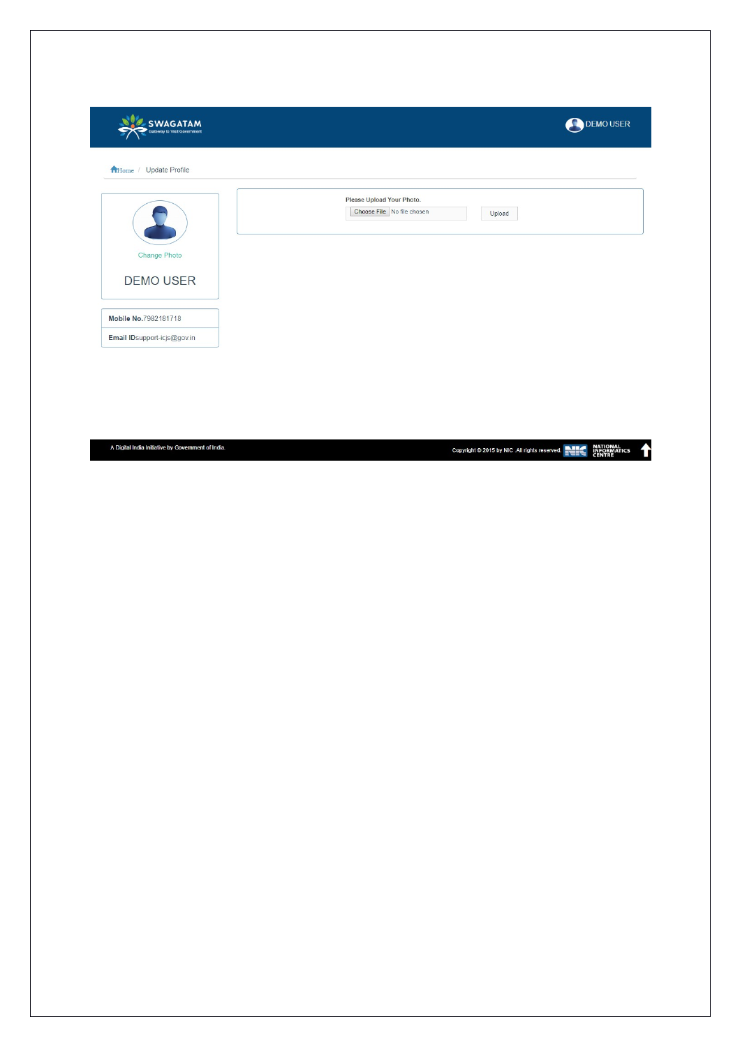SWAGATAM
Gateway to Visit Government

DEMO USER

Home / Update Profile

Change Photo

DEMO USER

**Mobile No.**7982181718

**Email ID**support-icjs@gov.in

**Please Upload Your Photo.**

Choose File No file chosen

Upload

A Digital India Initiative by Government of India.

Copyright © 2015 by NIC .All rights reserved. NATIONAL INFORMATICS CENTRE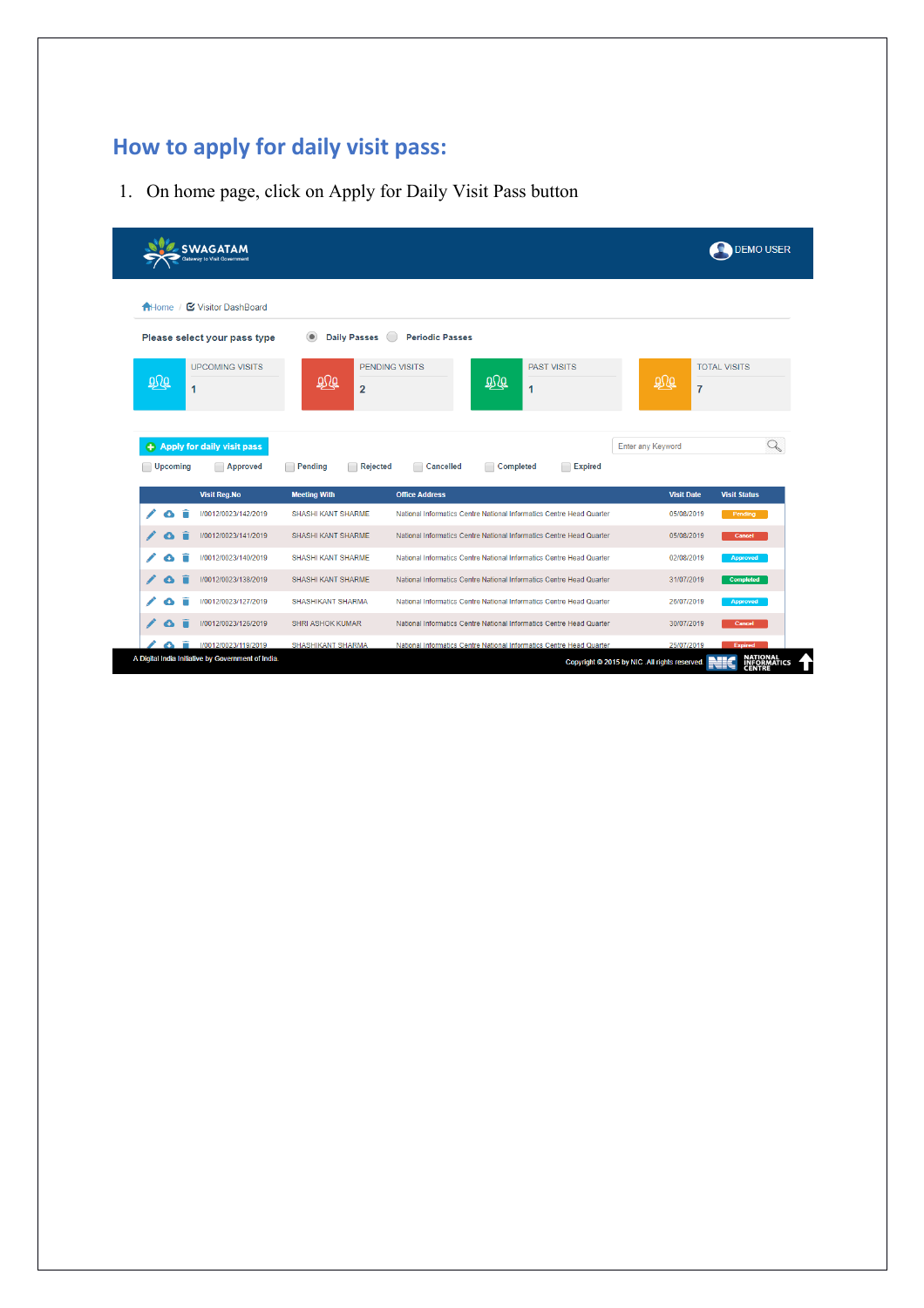## How to apply for daily visit pass:

1. On home page, click on Apply for Daily Visit Pass button

SWAGATAM
Gateway to Visit Government

DEMO USER

Home / Visitor DashBoard

Please select your pass type — Daily Passes — Periodic Passes

| UPCOMING VISITS | PENDING VISITS | PAST VISITS | TOTAL VISITS |
|---|---|---|---|
| 1 | 2 | 1 | 7 |

Apply for daily visit pass

Enter any Keyword

Upcoming — Approved — Pending — Rejected — Cancelled — Completed — Expired

| Visit Reg.No | Meeting With | Office Address | Visit Date | Visit Status |
|---|---|---|---|---|
| I/0012/0023/142/2019 | SHASHI KANT SHARME | National Informatics Centre National Informatics Centre Head Quarter | 05/08/2019 | Pending |
| I/0012/0023/141/2019 | SHASHI KANT SHARME | National Informatics Centre National Informatics Centre Head Quarter | 05/08/2019 | Cancel |
| I/0012/0023/140/2019 | SHASHI KANT SHARME | National Informatics Centre National Informatics Centre Head Quarter | 02/08/2019 | Approved |
| I/0012/0023/138/2019 | SHASHI KANT SHARME | National Informatics Centre National Informatics Centre Head Quarter | 31/07/2019 | Completed |
| I/0012/0023/127/2019 | SHASHIKANT SHARMA | National Informatics Centre National Informatics Centre Head Quarter | 26/07/2019 | Approved |
| I/0012/0023/126/2019 | SHRI ASHOK KUMAR | National Informatics Centre National Informatics Centre Head Quarter | 30/07/2019 | Cancel |
| I/0012/0023/119/2019 | SHASHIKANT SHARMA | National Informatics Centre National Informatics Centre Head Quarter | 25/07/2019 | Expired |

A Digital India Initiative by Government of India.

Copyright © 2015 by NIC. All rights reserved. NATIONAL INFORMATICS CENTRE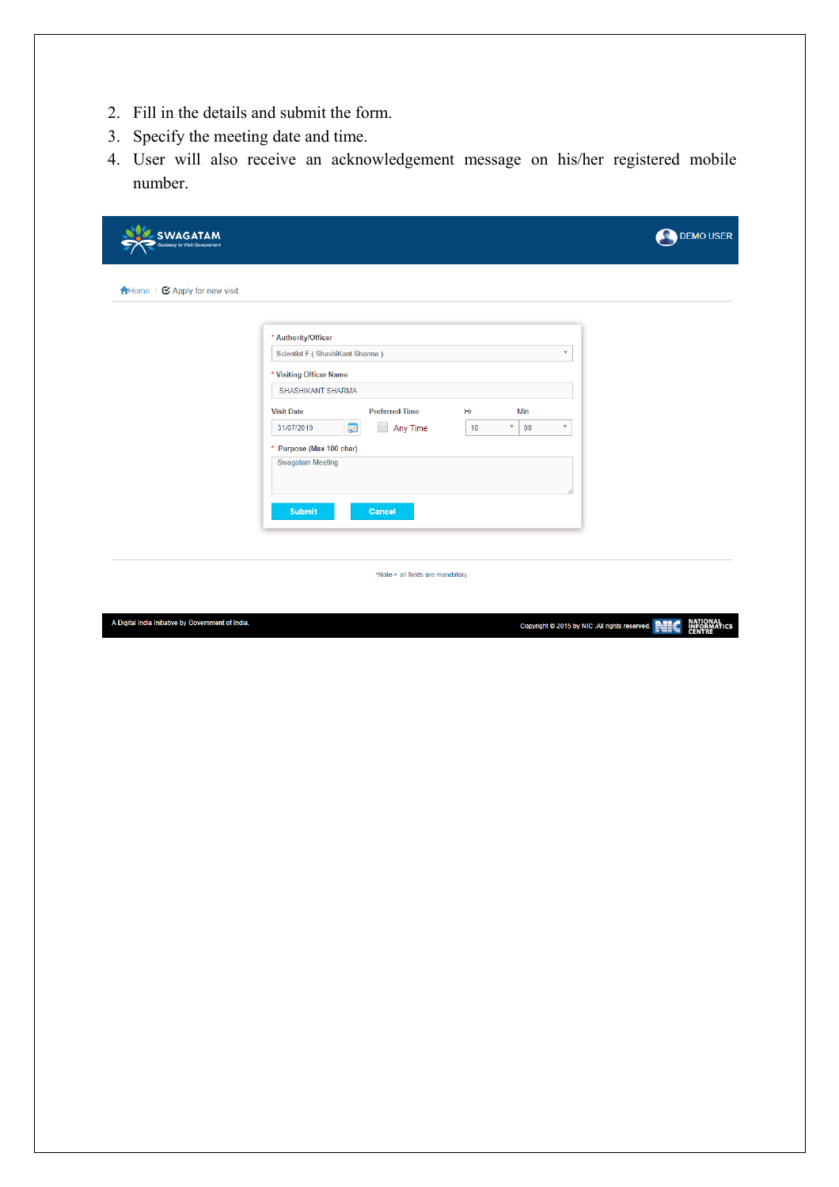2. Fill in the details and submit the form.
3. Specify the meeting date and time.
4. User will also receive an acknowledgement message on his/her registered mobile number.

SWAGATAM
Gateway to Visit Government

DEMO USER

Home / Apply for new visit

\* Authority/Officer

Scientist F ( ShashiKant Sharma )

\* Visiting Officer Name

SHASHIKANT SHARMA

Visit Date

31/07/2019

Preferred Time

Any Time

Hr

18

Min

00

\* Purpose (Max 100 char)

Swagatam Meeting

Submit

Cancel

\*Note-> all fields are mandatory.

A Digital India Initiative by Government of India.

Copyright © 2015 by NIC .All rights reserved.

NATIONAL INFORMATICS CENTRE